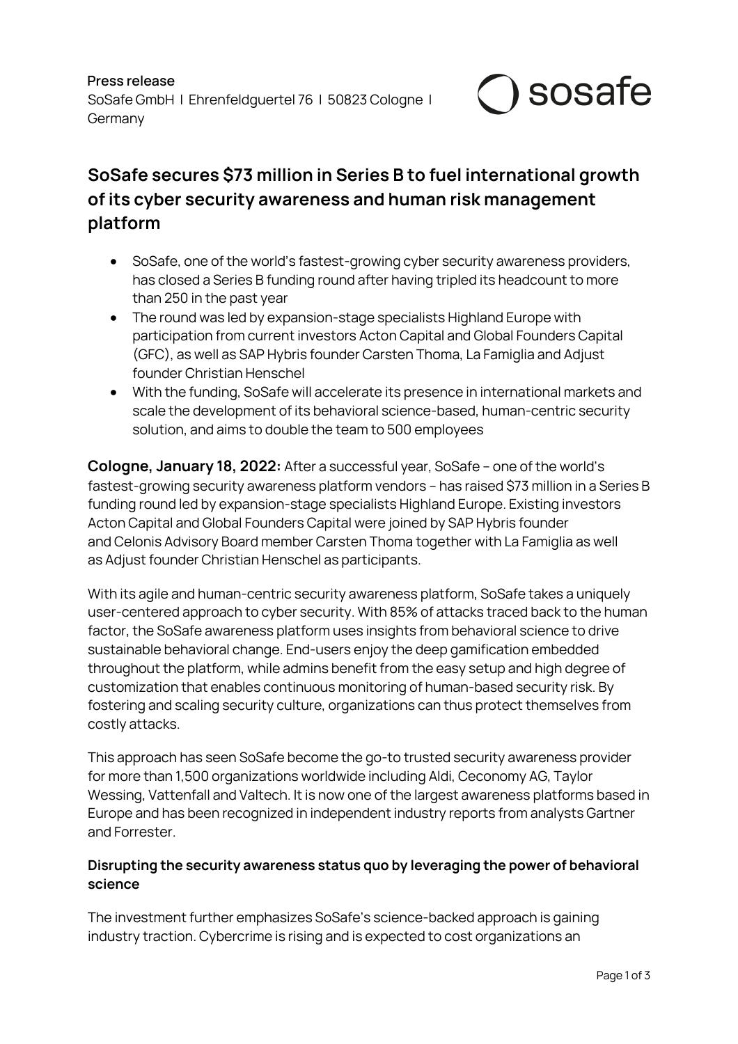**Press release**
SoSafe GmbH | Ehrenfeldguertel 76 | 50823 Cologne | Germany

# SoSafe secures $73 million in Series B to fuel international growth of its cyber security awareness and human risk management platform

- SoSafe, one of the world's fastest-growing cyber security awareness providers, has closed a Series B funding round after having tripled its headcount to more than 250 in the past year
- The round was led by expansion-stage specialists Highland Europe with participation from current investors Acton Capital and Global Founders Capital (GFC), as well as SAP Hybris founder Carsten Thoma, La Famiglia and Adjust founder Christian Henschel
- With the funding, SoSafe will accelerate its presence in international markets and scale the development of its behavioral science-based, human-centric security solution, and aims to double the team to 500 employees

**Cologne, January 18, 2022:** After a successful year, SoSafe – one of the world's fastest-growing security awareness platform vendors – has raised $73 million in a Series B funding round led by expansion-stage specialists Highland Europe. Existing investors Acton Capital and Global Founders Capital were joined by SAP Hybris founder and Celonis Advisory Board member Carsten Thoma together with La Famiglia as well as Adjust founder Christian Henschel as participants.

With its agile and human-centric security awareness platform, SoSafe takes a uniquely user-centered approach to cyber security. With 85% of attacks traced back to the human factor, the SoSafe awareness platform uses insights from behavioral science to drive sustainable behavioral change. End-users enjoy the deep gamification embedded throughout the platform, while admins benefit from the easy setup and high degree of customization that enables continuous monitoring of human-based security risk. By fostering and scaling security culture, organizations can thus protect themselves from costly attacks.

This approach has seen SoSafe become the go-to trusted security awareness provider for more than 1,500 organizations worldwide including Aldi, Ceconomy AG, Taylor Wessing, Vattenfall and Valtech. It is now one of the largest awareness platforms based in Europe and has been recognized in independent industry reports from analysts Gartner and Forrester.

## Disrupting the security awareness status quo by leveraging the power of behavioral science

The investment further emphasizes SoSafe's science-backed approach is gaining industry traction. Cybercrime is rising and is expected to cost organizations an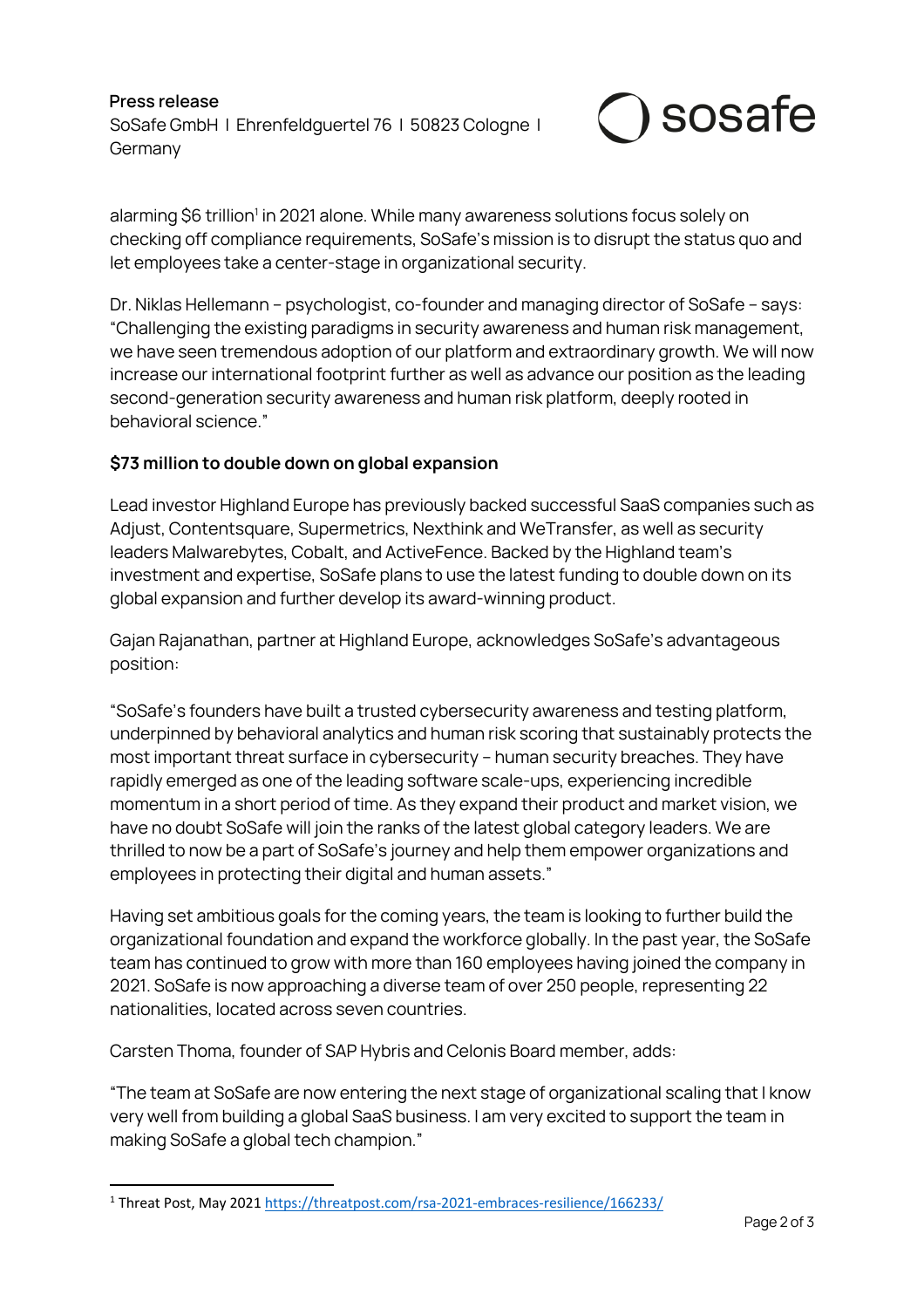alarming $6 trillion[1] in 2021 alone. While many awareness solutions focus solely on checking off compliance requirements, SoSafe's mission is to disrupt the status quo and let employees take a center-stage in organizational security.

Dr. Niklas Hellemann – psychologist, co-founder and managing director of SoSafe – says: "Challenging the existing paradigms in security awareness and human risk management, we have seen tremendous adoption of our platform and extraordinary growth. We will now increase our international footprint further as well as advance our position as the leading second-generation security awareness and human risk platform, deeply rooted in behavioral science."

**$73 million to double down on global expansion**

Lead investor Highland Europe has previously backed successful SaaS companies such as Adjust, Contentsquare, Supermetrics, Nexthink and WeTransfer, as well as security leaders Malwarebytes, Cobalt, and ActiveFence. Backed by the Highland team's investment and expertise, SoSafe plans to use the latest funding to double down on its global expansion and further develop its award-winning product.

Gajan Rajanathan, partner at Highland Europe, acknowledges SoSafe's advantageous position:

"SoSafe's founders have built a trusted cybersecurity awareness and testing platform, underpinned by behavioral analytics and human risk scoring that sustainably protects the most important threat surface in cybersecurity – human security breaches. They have rapidly emerged as one of the leading software scale-ups, experiencing incredible momentum in a short period of time. As they expand their product and market vision, we have no doubt SoSafe will join the ranks of the latest global category leaders. We are thrilled to now be a part of SoSafe's journey and help them empower organizations and employees in protecting their digital and human assets."

Having set ambitious goals for the coming years, the team is looking to further build the organizational foundation and expand the workforce globally. In the past year, the SoSafe team has continued to grow with more than 160 employees having joined the company in 2021. SoSafe is now approaching a diverse team of over 250 people, representing 22 nationalities, located across seven countries.

Carsten Thoma, founder of SAP Hybris and Celonis Board member, adds:

"The team at SoSafe are now entering the next stage of organizational scaling that I know very well from building a global SaaS business. I am very excited to support the team in making SoSafe a global tech champion."

---

[1] Threat Post, May 2021 https://threatpost.com/rsa-2021-embraces-resilience/166233/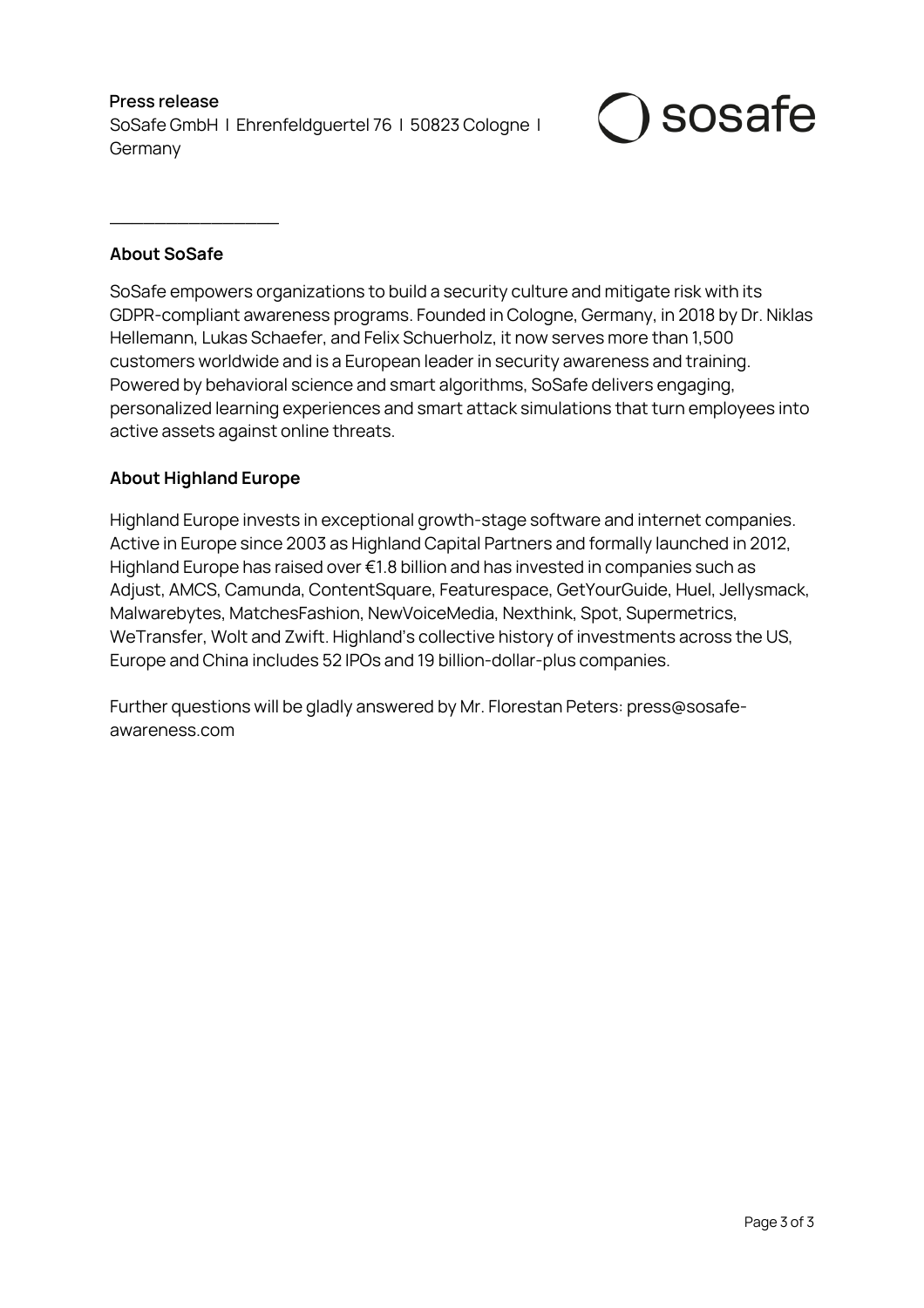**Press release**
SoSafe GmbH I Ehrenfeldguertel 76 I 50823 Cologne I Germany

---

## About SoSafe

SoSafe empowers organizations to build a security culture and mitigate risk with its GDPR-compliant awareness programs. Founded in Cologne, Germany, in 2018 by Dr. Niklas Hellemann, Lukas Schaefer, and Felix Schuerholz, it now serves more than 1,500 customers worldwide and is a European leader in security awareness and training. Powered by behavioral science and smart algorithms, SoSafe delivers engaging, personalized learning experiences and smart attack simulations that turn employees into active assets against online threats.

## About Highland Europe

Highland Europe invests in exceptional growth-stage software and internet companies. Active in Europe since 2003 as Highland Capital Partners and formally launched in 2012, Highland Europe has raised over €1.8 billion and has invested in companies such as Adjust, AMCS, Camunda, ContentSquare, Featurespace, GetYourGuide, Huel, Jellysmack, Malwarebytes, MatchesFashion, NewVoiceMedia, Nexthink, Spot, Supermetrics, WeTransfer, Wolt and Zwift. Highland's collective history of investments across the US, Europe and China includes 52 IPOs and 19 billion-dollar-plus companies.

Further questions will be gladly answered by Mr. Florestan Peters: press@sosafe-awareness.com